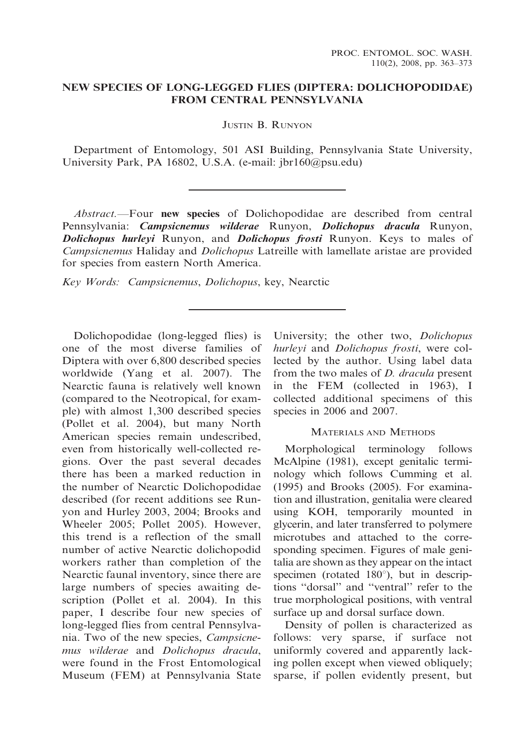# NEW SPECIES OF LONG-LEGGED FLIES (DIPTERA: DOLICHOPODIDAE) FROM CENTRAL PENNSYLVANIA

JUSTIN B. RUNYON

Department of Entomology, 501 ASI Building, Pennsylvania State University, University Park, PA 16802, U.S.A. (e-mail: jbr160@psu.edu)

*Abstract.*—Four **new species** of Dolichopodidae are described from central Pennsylvania: ***Campsicnemus wilderae*** Runyon, ***Dolichopus dracula*** Runyon, ***Dolichopus hurleyi*** Runyon, and ***Dolichopus frosti*** Runyon. Keys to males of *Campsicnemus* Haliday and *Dolichopus* Latreille with lamellate aristae are provided for species from eastern North America.

*Key Words:* *Campsicnemus*, *Dolichopus*, key, Nearctic

Dolichopodidae (long-legged flies) is one of the most diverse families of Diptera with over 6,800 described species worldwide (Yang et al. 2007). The Nearctic fauna is relatively well known (compared to the Neotropical, for example) with almost 1,300 described species (Pollet et al. 2004), but many North American species remain undescribed, even from historically well-collected regions. Over the past several decades there has been a marked reduction in the number of Nearctic Dolichopodidae described (for recent additions see Runyon and Hurley 2003, 2004; Brooks and Wheeler 2005; Pollet 2005). However, this trend is a reflection of the small number of active Nearctic dolichopodid workers rather than completion of the Nearctic faunal inventory, since there are large numbers of species awaiting description (Pollet et al. 2004). In this paper, I describe four new species of long-legged flies from central Pennsylvania. Two of the new species, *Campsicnemus wilderae* and *Dolichopus dracula*, were found in the Frost Entomological Museum (FEM) at Pennsylvania State University; the other two, *Dolichopus hurleyi* and *Dolichopus frosti*, were collected by the author. Using label data from the two males of *D. dracula* present in the FEM (collected in 1963), I collected additional specimens of this species in 2006 and 2007.

## MATERIALS AND METHODS

Morphological terminology follows McAlpine (1981), except genitalic terminology which follows Cumming et al. (1995) and Brooks (2005). For examination and illustration, genitalia were cleared using KOH, temporarily mounted in glycerin, and later transferred to polymere microtubes and attached to the corresponding specimen. Figures of male genitalia are shown as they appear on the intact specimen (rotated 180°), but in descriptions "dorsal" and "ventral" refer to the true morphological positions, with ventral surface up and dorsal surface down.

Density of pollen is characterized as follows: very sparse, if surface not uniformly covered and apparently lacking pollen except when viewed obliquely; sparse, if pollen evidently present, but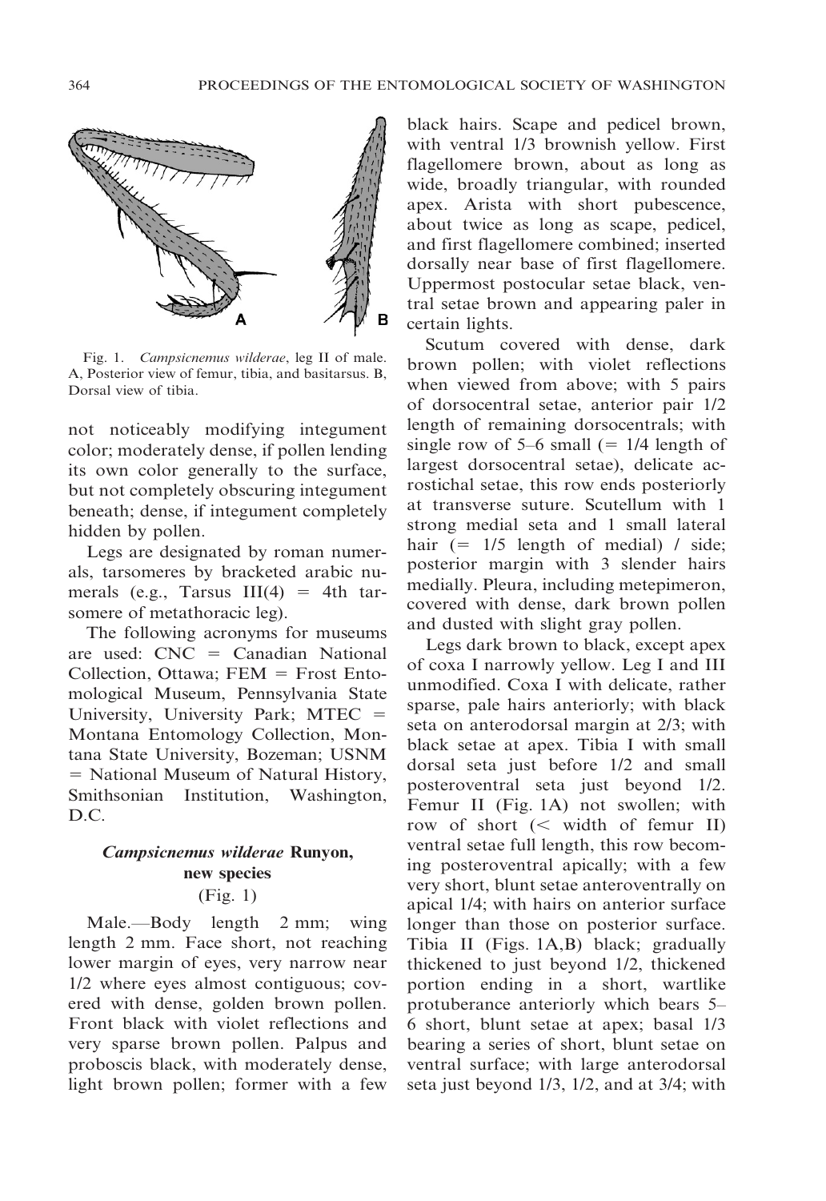Fig. 1. *Campsicnemus wilderae*, leg II of male. A, Posterior view of femur, tibia, and basitarsus. B, Dorsal view of tibia.

not noticeably modifying integument color; moderately dense, if pollen lending its own color generally to the surface, but not completely obscuring integument beneath; dense, if integument completely hidden by pollen.

Legs are designated by roman numerals, tarsomeres by bracketed arabic numerals (e.g., Tarsus III(4) = 4th tarsomere of metathoracic leg).

The following acronyms for museums are used: CNC = Canadian National Collection, Ottawa; FEM = Frost Entomological Museum, Pennsylvania State University, University Park; MTEC = Montana Entomology Collection, Montana State University, Bozeman; USNM = National Museum of Natural History, Smithsonian Institution, Washington, D.C.

## *Campsicnemus wilderae* Runyon, new species
(Fig. 1)

Male.—Body length 2 mm; wing length 2 mm. Face short, not reaching lower margin of eyes, very narrow near 1/2 where eyes almost contiguous; covered with dense, golden brown pollen. Front black with violet reflections and very sparse brown pollen. Palpus and proboscis black, with moderately dense, light brown pollen; former with a few black hairs. Scape and pedicel brown, with ventral 1/3 brownish yellow. First flagellomere brown, about as long as wide, broadly triangular, with rounded apex. Arista with short pubescence, about twice as long as scape, pedicel, and first flagellomere combined; inserted dorsally near base of first flagellomere. Uppermost postocular setae black, ventral setae brown and appearing paler in certain lights.

Scutum covered with dense, dark brown pollen; with violet reflections when viewed from above; with 5 pairs of dorsocentral setae, anterior pair 1/2 length of remaining dorsocentrals; with single row of 5–6 small (= 1/4 length of largest dorsocentral setae), delicate acrostichal setae, this row ends posteriorly at transverse suture. Scutellum with 1 strong medial seta and 1 small lateral hair (= 1/5 length of medial) / side; posterior margin with 3 slender hairs medially. Pleura, including metepimeron, covered with dense, dark brown pollen and dusted with slight gray pollen.

Legs dark brown to black, except apex of coxa I narrowly yellow. Leg I and III unmodified. Coxa I with delicate, rather sparse, pale hairs anteriorly; with black seta on anterodorsal margin at 2/3; with black setae at apex. Tibia I with small dorsal seta just before 1/2 and small posteroventral seta just beyond 1/2. Femur II (Fig. 1A) not swollen; with row of short (< width of femur II) ventral setae full length, this row becoming posteroventral apically; with a few very short, blunt setae anteroventrally on apical 1/4; with hairs on anterior surface longer than those on posterior surface. Tibia II (Figs. 1A,B) black; gradually thickened to just beyond 1/2, thickened portion ending in a short, wartlike protuberance anteriorly which bears 5–6 short, blunt setae at apex; basal 1/3 bearing a series of short, blunt setae on ventral surface; with large anterodorsal seta just beyond 1/3, 1/2, and at 3/4; with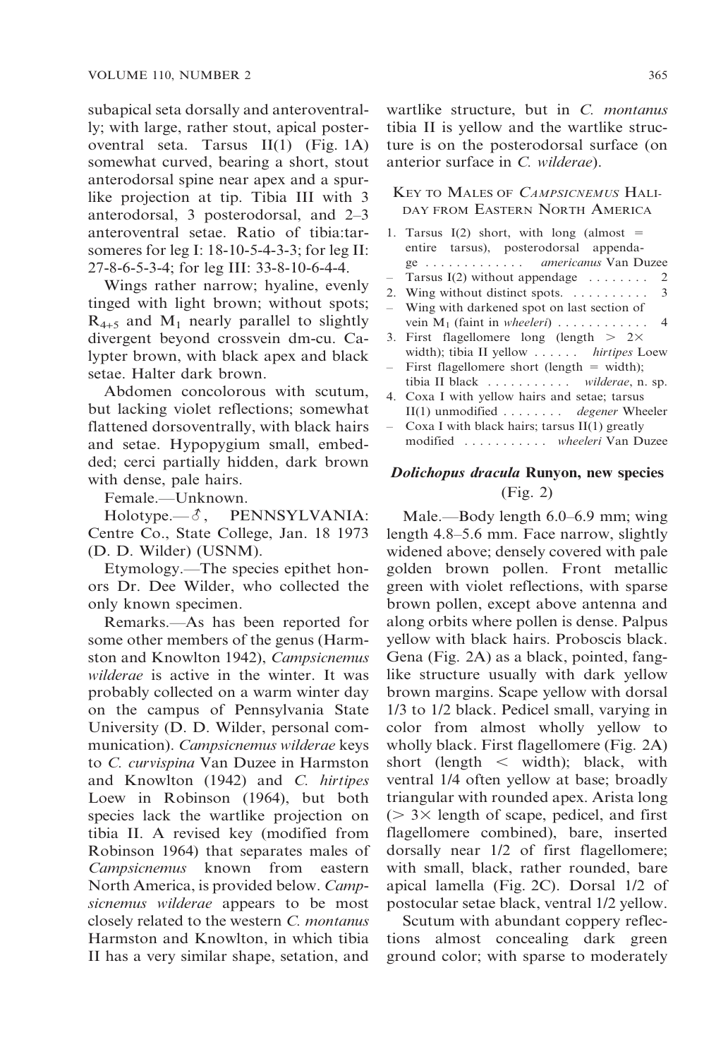subapical seta dorsally and anteroventrally; with large, rather stout, apical posteroventral seta. Tarsus II(1) (Fig. 1A) somewhat curved, bearing a short, stout anterodorsal spine near apex and a spurlike projection at tip. Tibia III with 3 anterodorsal, 3 posterodorsal, and 2–3 anteroventral setae. Ratio of tibia:tarsomeres for leg I: 18-10-5-4-3-3; for leg II: 27-8-6-5-3-4; for leg III: 33-8-10-6-4-4.

Wings rather narrow; hyaline, evenly tinged with light brown; without spots; $R_{4+5}$ and $M_1$ nearly parallel to slightly divergent beyond crossvein dm-cu. Calypter brown, with black apex and black setae. Halter dark brown.

Abdomen concolorous with scutum, but lacking violet reflections; somewhat flattened dorsoventrally, with black hairs and setae. Hypopygium small, embedded; cerci partially hidden, dark brown with dense, pale hairs.

Female.—Unknown.

Holotype.—♂, PENNSYLVANIA: Centre Co., State College, Jan. 18 1973 (D. D. Wilder) (USNM).

Etymology.—The species epithet honors Dr. Dee Wilder, who collected the only known specimen.

Remarks.—As has been reported for some other members of the genus (Harmston and Knowlton 1942), *Campsicnemus wilderae* is active in the winter. It was probably collected on a warm winter day on the campus of Pennsylvania State University (D. D. Wilder, personal communication). *Campsicnemus wilderae* keys to *C. curvispina* Van Duzee in Harmston and Knowlton (1942) and *C. hirtipes* Loew in Robinson (1964), but both species lack the wartlike projection on tibia II. A revised key (modified from Robinson 1964) that separates males of *Campsicnemus* known from eastern North America, is provided below. *Campsicnemus wilderae* appears to be most closely related to the western *C. montanus* Harmston and Knowlton, in which tibia II has a very similar shape, setation, and wartlike structure, but in *C. montanus* tibia II is yellow and the wartlike structure is on the posterodorsal surface (on anterior surface in *C. wilderae*).

### Key to Males of *Campsicnemus* Haliday from Eastern North America

1. Tarsus I(2) short, with long (almost = entire tarsus), posterodorsal appendage . . . . . . . . . . . . . *americanus* Van Duzee
– Tarsus I(2) without appendage . . . . . . . . 2
2. Wing without distinct spots. . . . . . . . . . . 3
– Wing with darkened spot on last section of vein $M_1$ (faint in *wheeleri*) . . . . . . . . . . . . 4
3. First flagellomere long (length > 2× width); tibia II yellow . . . . . . *hirtipes* Loew
– First flagellomere short (length = width); tibia II black . . . . . . . . . . . *wilderae*, n. sp.
4. Coxa I with yellow hairs and setae; tarsus II(1) unmodified . . . . . . . . *degener* Wheeler
– Coxa I with black hairs; tarsus II(1) greatly modified . . . . . . . . . . . *wheeleri* Van Duzee

## *Dolichopus dracula* Runyon, new species (Fig. 2)

Male.—Body length 6.0–6.9 mm; wing length 4.8–5.6 mm. Face narrow, slightly widened above; densely covered with pale golden brown pollen. Front metallic green with violet reflections, with sparse brown pollen, except above antenna and along orbits where pollen is dense. Palpus yellow with black hairs. Proboscis black. Gena (Fig. 2A) as a black, pointed, fang-like structure usually with dark yellow brown margins. Scape yellow with dorsal 1/3 to 1/2 black. Pedicel small, varying in color from almost wholly yellow to wholly black. First flagellomere (Fig. 2A) short (length < width); black, with ventral 1/4 often yellow at base; broadly triangular with rounded apex. Arista long (> 3× length of scape, pedicel, and first flagellomere combined), bare, inserted dorsally near 1/2 of first flagellomere; with small, black, rather rounded, bare apical lamella (Fig. 2C). Dorsal 1/2 of postocular setae black, ventral 1/2 yellow.

Scutum with abundant coppery reflections almost concealing dark green ground color; with sparse to moderately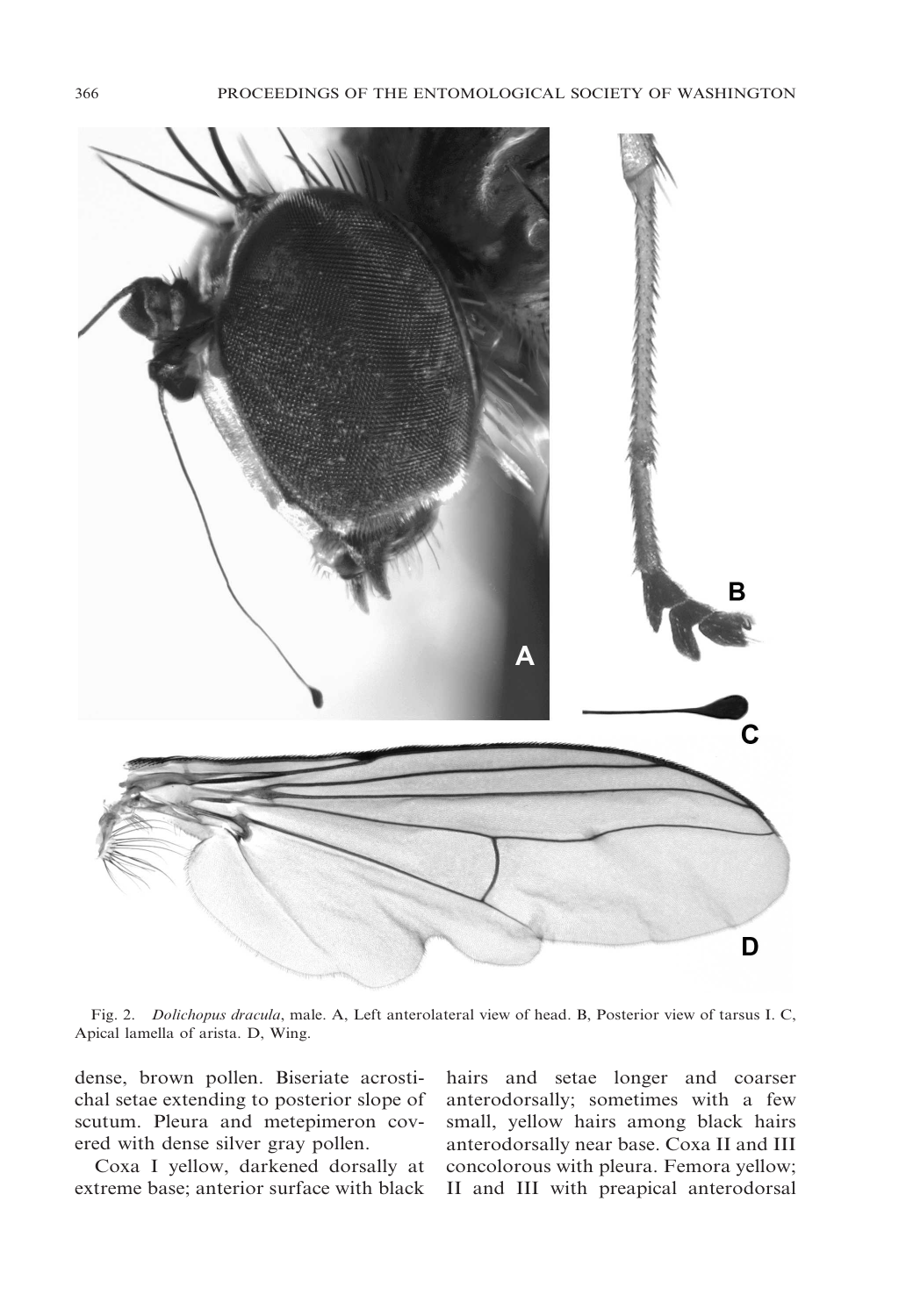Fig. 2. *Dolichopus dracula*, male. A, Left anterolateral view of head. B, Posterior view of tarsus I. C, Apical lamella of arista. D, Wing.

dense, brown pollen. Biseriate acrostichal setae extending to posterior slope of scutum. Pleura and metepimeron covered with dense silver gray pollen.

Coxa I yellow, darkened dorsally at extreme base; anterior surface with black hairs and setae longer and coarser anterodorsally; sometimes with a few small, yellow hairs among black hairs anterodorsally near base. Coxa II and III concolorous with pleura. Femora yellow; II and III with preapical anterodorsal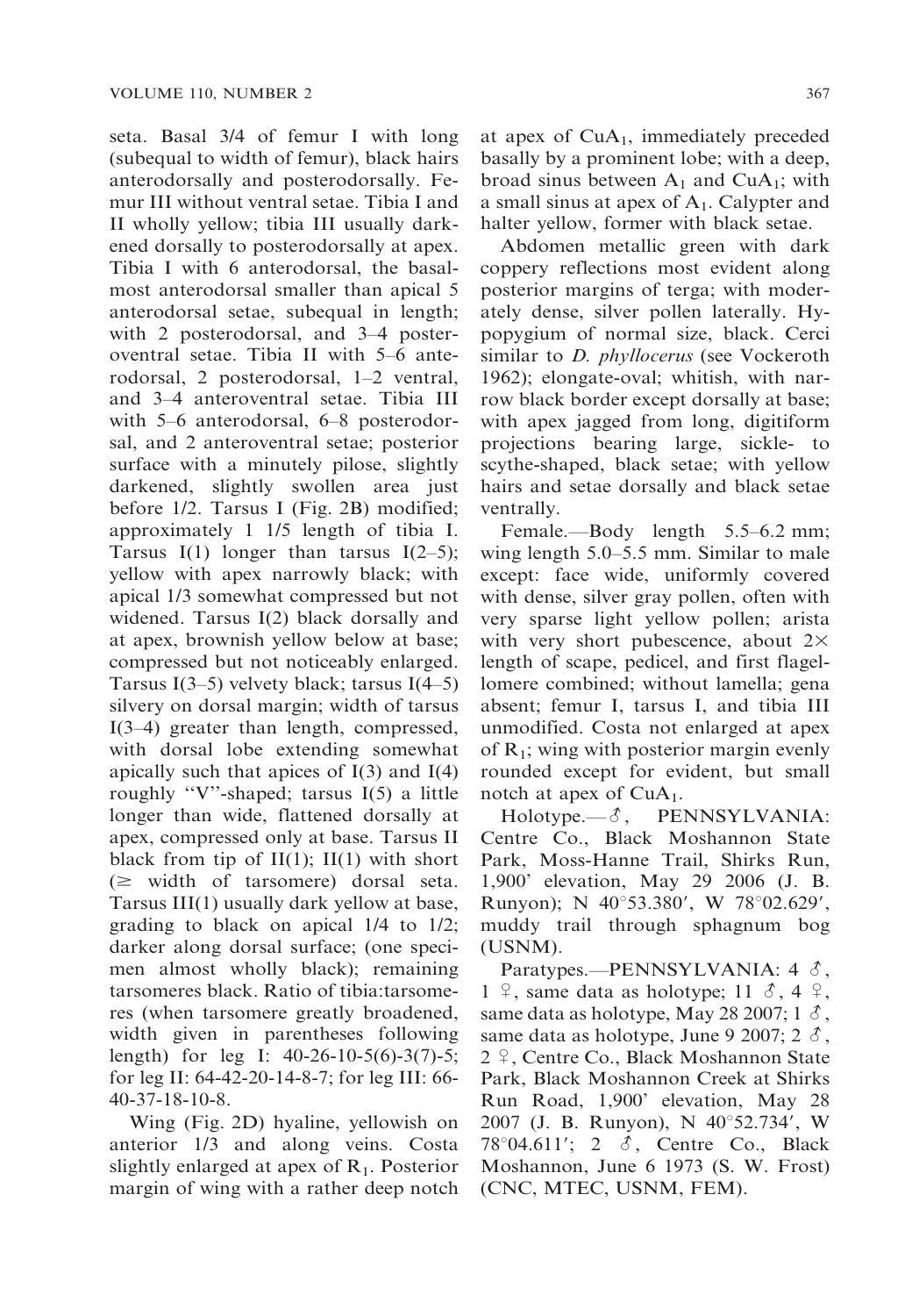seta. Basal 3/4 of femur I with long (subequal to width of femur), black hairs anterodorsally and posterodorsally. Femur III without ventral setae. Tibia I and II wholly yellow; tibia III usually darkened dorsally to posterodorsally at apex. Tibia I with 6 anterodorsal, the basalmost anterodorsal smaller than apical 5 anterodorsal setae, subequal in length; with 2 posterodorsal, and 3–4 posteroventral setae. Tibia II with 5–6 anterodorsal, 2 posterodorsal, 1–2 ventral, and 3–4 anteroventral setae. Tibia III with 5–6 anterodorsal, 6–8 posterodorsal, and 2 anteroventral setae; posterior surface with a minutely pilose, slightly darkened, slightly swollen area just before 1/2. Tarsus I (Fig. 2B) modified; approximately 1 1/5 length of tibia I. Tarsus I(1) longer than tarsus I(2–5); yellow with apex narrowly black; with apical 1/3 somewhat compressed but not widened. Tarsus I(2) black dorsally and at apex, brownish yellow below at base; compressed but not noticeably enlarged. Tarsus I(3–5) velvety black; tarsus I(4–5) silvery on dorsal margin; width of tarsus I(3–4) greater than length, compressed, with dorsal lobe extending somewhat apically such that apices of I(3) and I(4) roughly "V"-shaped; tarsus I(5) a little longer than wide, flattened dorsally at apex, compressed only at base. Tarsus II black from tip of II(1); II(1) with short ($\geq$ width of tarsomere) dorsal seta. Tarsus III(1) usually dark yellow at base, grading to black on apical 1/4 to 1/2; darker along dorsal surface; (one specimen almost wholly black); remaining tarsomeres black. Ratio of tibia:tarsomeres (when tarsomere greatly broadened, width given in parentheses following length) for leg I: 40-26-10-5(6)-3(7)-5; for leg II: 64-42-20-14-8-7; for leg III: 66-40-37-18-10-8.

Wing (Fig. 2D) hyaline, yellowish on anterior 1/3 and along veins. Costa slightly enlarged at apex of $R_1$. Posterior margin of wing with a rather deep notch at apex of $CuA_1$, immediately preceded basally by a prominent lobe; with a deep, broad sinus between $A_1$ and $CuA_1$; with a small sinus at apex of $A_1$. Calypter and halter yellow, former with black setae.

Abdomen metallic green with dark coppery reflections most evident along posterior margins of terga; with moderately dense, silver pollen laterally. Hypopygium of normal size, black. Cerci similar to *D. phyllocerus* (see Vockeroth 1962); elongate-oval; whitish, with narrow black border except dorsally at base; with apex jagged from long, digitiform projections bearing large, sickle- to scythe-shaped, black setae; with yellow hairs and setae dorsally and black setae ventrally.

Female.—Body length 5.5–6.2 mm; wing length 5.0–5.5 mm. Similar to male except: face wide, uniformly covered with dense, silver gray pollen, often with very sparse light yellow pollen; arista with very short pubescence, about 2× length of scape, pedicel, and first flagellomere combined; without lamella; gena absent; femur I, tarsus I, and tibia III unmodified. Costa not enlarged at apex of $R_1$; wing with posterior margin evenly rounded except for evident, but small notch at apex of $CuA_1$.

Holotype.—♂, PENNSYLVANIA: Centre Co., Black Moshannon State Park, Moss-Hanne Trail, Shirks Run, 1,900' elevation, May 29 2006 (J. B. Runyon); N 40°53.380′, W 78°02.629′, muddy trail through sphagnum bog (USNM).

Paratypes.—PENNSYLVANIA: 4 ♂, 1 ♀, same data as holotype; 11 ♂, 4 ♀, same data as holotype, May 28 2007; 1 ♂, same data as holotype, June 9 2007; 2 ♂, 2 ♀, Centre Co., Black Moshannon State Park, Black Moshannon Creek at Shirks Run Road, 1,900' elevation, May 28 2007 (J. B. Runyon), N 40°52.734′, W 78°04.611′; 2 ♂, Centre Co., Black Moshannon, June 6 1973 (S. W. Frost) (CNC, MTEC, USNM, FEM).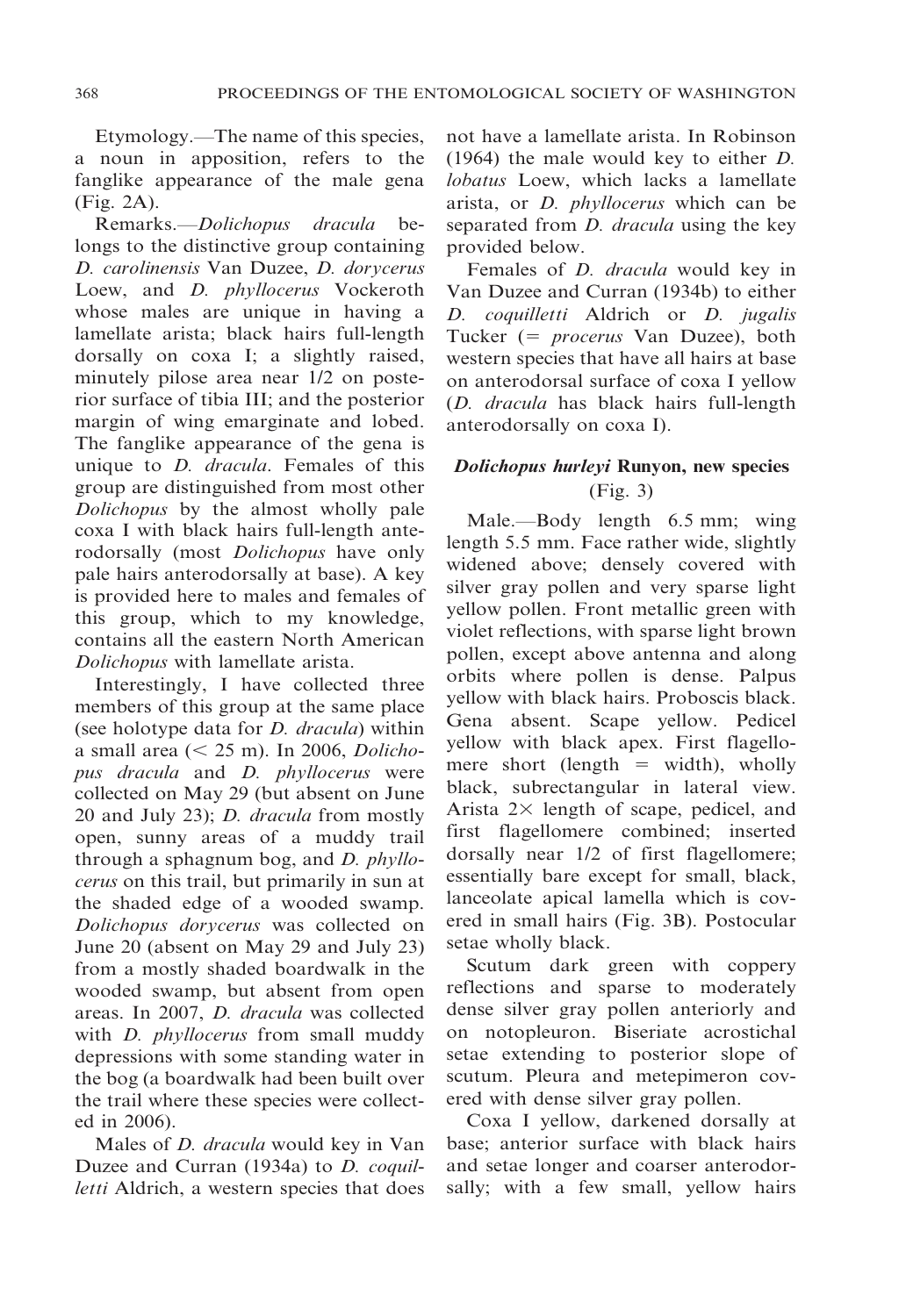Etymology.—The name of this species, a noun in apposition, refers to the fanglike appearance of the male gena (Fig. 2A).

Remarks.—*Dolichopus dracula* belongs to the distinctive group containing *D. carolinensis* Van Duzee, *D. dorycerus* Loew, and *D. phyllocerus* Vockeroth whose males are unique in having a lamellate arista; black hairs full-length dorsally on coxa I; a slightly raised, minutely pilose area near 1/2 on posterior surface of tibia III; and the posterior margin of wing emarginate and lobed. The fanglike appearance of the gena is unique to *D. dracula*. Females of this group are distinguished from most other *Dolichopus* by the almost wholly pale coxa I with black hairs full-length anterodorsally (most *Dolichopus* have only pale hairs anterodorsally at base). A key is provided here to males and females of this group, which to my knowledge, contains all the eastern North American *Dolichopus* with lamellate arista.

Interestingly, I have collected three members of this group at the same place (see holotype data for *D. dracula*) within a small area (< 25 m). In 2006, *Dolichopus dracula* and *D. phyllocerus* were collected on May 29 (but absent on June 20 and July 23); *D. dracula* from mostly open, sunny areas of a muddy trail through a sphagnum bog, and *D. phyllocerus* on this trail, but primarily in sun at the shaded edge of a wooded swamp. *Dolichopus dorycerus* was collected on June 20 (absent on May 29 and July 23) from a mostly shaded boardwalk in the wooded swamp, but absent from open areas. In 2007, *D. dracula* was collected with *D. phyllocerus* from small muddy depressions with some standing water in the bog (a boardwalk had been built over the trail where these species were collected in 2006).

Males of *D. dracula* would key in Van Duzee and Curran (1934a) to *D. coquilletti* Aldrich, a western species that does not have a lamellate arista. In Robinson (1964) the male would key to either *D. lobatus* Loew, which lacks a lamellate arista, or *D. phyllocerus* which can be separated from *D. dracula* using the key provided below.

Females of *D. dracula* would key in Van Duzee and Curran (1934b) to either *D. coquilletti* Aldrich or *D. jugalis* Tucker (= *procerus* Van Duzee), both western species that have all hairs at base on anterodorsal surface of coxa I yellow (*D. dracula* has black hairs full-length anterodorsally on coxa I).

### *Dolichopus hurleyi* Runyon, new species (Fig. 3)

Male.—Body length 6.5 mm; wing length 5.5 mm. Face rather wide, slightly widened above; densely covered with silver gray pollen and very sparse light yellow pollen. Front metallic green with violet reflections, with sparse light brown pollen, except above antenna and along orbits where pollen is dense. Palpus yellow with black hairs. Proboscis black. Gena absent. Scape yellow. Pedicel yellow with black apex. First flagellomere short (length = width), wholly black, subrectangular in lateral view. Arista 2× length of scape, pedicel, and first flagellomere combined; inserted dorsally near 1/2 of first flagellomere; essentially bare except for small, black, lanceolate apical lamella which is covered in small hairs (Fig. 3B). Postocular setae wholly black.

Scutum dark green with coppery reflections and sparse to moderately dense silver gray pollen anteriorly and on notopleuron. Biseriate acrostichal setae extending to posterior slope of scutum. Pleura and metepimeron covered with dense silver gray pollen.

Coxa I yellow, darkened dorsally at base; anterior surface with black hairs and setae longer and coarser anterodorsally; with a few small, yellow hairs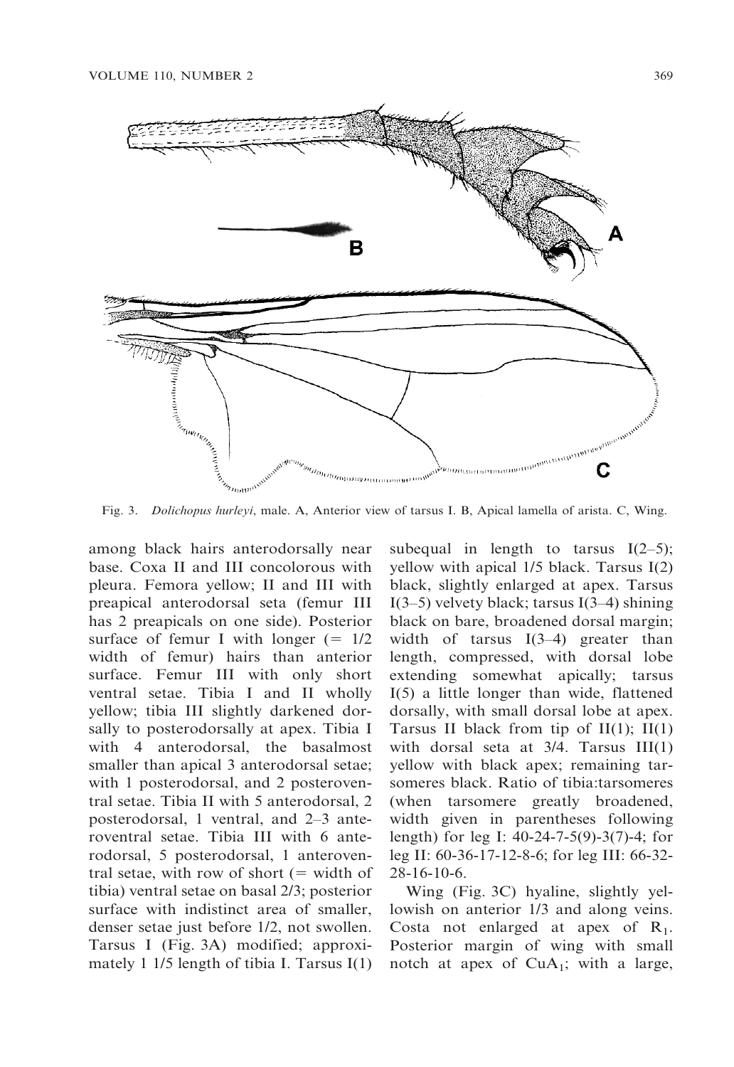Fig. 3. *Dolichopus hurleyi*, male. A, Anterior view of tarsus I. B, Apical lamella of arista. C, Wing.

among black hairs anterodorsally near base. Coxa II and III concolorous with pleura. Femora yellow; II and III with preapical anterodorsal seta (femur III has 2 preapicals on one side). Posterior surface of femur I with longer (= 1/2 width of femur) hairs than anterior surface. Femur III with only short ventral setae. Tibia I and II wholly yellow; tibia III slightly darkened dorsally to posterodorsally at apex. Tibia I with 4 anterodorsal, the basalmost smaller than apical 3 anterodorsal setae; with 1 posterodorsal, and 2 posteroventral setae. Tibia II with 5 anterodorsal, 2 posterodorsal, 1 ventral, and 2–3 anteroventral setae. Tibia III with 6 anterodorsal, 5 posterodorsal, 1 anteroventral setae, with row of short (= width of tibia) ventral setae on basal 2/3; posterior surface with indistinct area of smaller, denser setae just before 1/2, not swollen. Tarsus I (Fig. 3A) modified; approximately 1 1/5 length of tibia I. Tarsus I(1) subequal in length to tarsus I(2–5); yellow with apical 1/5 black. Tarsus I(2) black, slightly enlarged at apex. Tarsus I(3–5) velvety black; tarsus I(3–4) shining black on bare, broadened dorsal margin; width of tarsus I(3–4) greater than length, compressed, with dorsal lobe extending somewhat apically; tarsus I(5) a little longer than wide, flattened dorsally, with small dorsal lobe at apex. Tarsus II black from tip of II(1); II(1) with dorsal seta at 3/4. Tarsus III(1) yellow with black apex; remaining tarsomeres black. Ratio of tibia:tarsomeres (when tarsomere greatly broadened, width given in parentheses following length) for leg I: 40-24-7-5(9)-3(7)-4; for leg II: 60-36-17-12-8-6; for leg III: 66-32-28-16-10-6.

Wing (Fig. 3C) hyaline, slightly yellowish on anterior 1/3 and along veins. Costa not enlarged at apex of $R_1$. Posterior margin of wing with small notch at apex of $CuA_1$; with a large,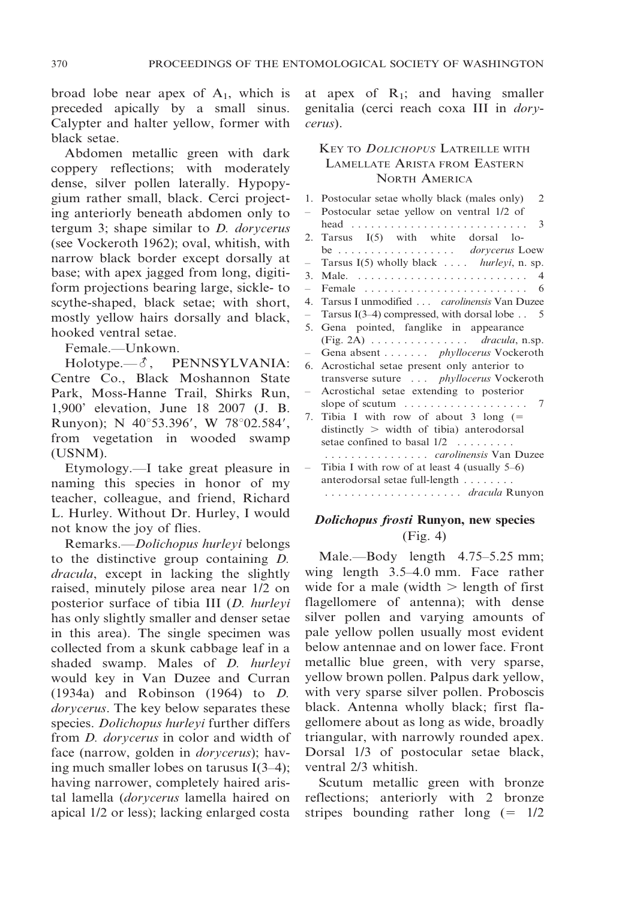broad lobe near apex of $A_1$, which is preceded apically by a small sinus. Calypter and halter yellow, former with black setae.

Abdomen metallic green with dark coppery reflections; with moderately dense, silver pollen laterally. Hypopygium rather small, black. Cerci projecting anteriorly beneath abdomen only to tergum 3; shape similar to *D. dorycerus* (see Vockeroth 1962); oval, whitish, with narrow black border except dorsally at base; with apex jagged from long, digitiform projections bearing large, sickle- to scythe-shaped, black setae; with short, mostly yellow hairs dorsally and black, hooked ventral setae.

Female.—Unkown.

Holotype.—♂, PENNSYLVANIA: Centre Co., Black Moshannon State Park, Moss-Hanne Trail, Shirks Run, 1,900' elevation, June 18 2007 (J. B. Runyon); N 40°53.396′, W 78°02.584′, from vegetation in wooded swamp (USNM).

Etymology.—I take great pleasure in naming this species in honor of my teacher, colleague, and friend, Richard L. Hurley. Without Dr. Hurley, I would not know the joy of flies.

Remarks.—*Dolichopus hurleyi* belongs to the distinctive group containing *D. dracula*, except in lacking the slightly raised, minutely pilose area near 1/2 on posterior surface of tibia III (*D. hurleyi* has only slightly smaller and denser setae in this area). The single specimen was collected from a skunk cabbage leaf in a shaded swamp. Males of *D. hurleyi* would key in Van Duzee and Curran (1934a) and Robinson (1964) to *D. dorycerus*. The key below separates these species. *Dolichopus hurleyi* further differs from *D. dorycerus* in color and width of face (narrow, golden in *dorycerus*); having much smaller lobes on tarusus I(3–4); having narrower, completely haired aristal lamella (*dorycerus* lamella haired on apical 1/2 or less); lacking enlarged costa at apex of $R_1$; and having smaller genitalia (cerci reach coxa III in *dorycerus*).

## Key to *Dolichopus* Latreille with Lamellate Arista from Eastern North America

1. Postocular setae wholly black (males only) . . . 2
– Postocular setae yellow on ventral 1/2 of head . . . 3
2. Tarsus I(5) with white dorsal lobe . . . *dorycerus* Loew
– Tarsus I(5) wholly black . . . *hurleyi*, n. sp.
3. Male. . . . 4
– Female . . . 6
4. Tarsus I unmodified . . . *carolinensis* Van Duzee
– Tarsus I(3–4) compressed, with dorsal lobe . . 5
5. Gena pointed, fanglike in appearance (Fig. 2A) . . . *dracula*, n.sp.
– Gena absent . . . *phyllocerus* Vockeroth
6. Acrostichal setae present only anterior to transverse suture . . . *phyllocerus* Vockeroth
– Acrostichal setae extending to posterior slope of scutum . . . 7
7. Tibia I with row of about 3 long (= distinctly > width of tibia) anterodorsal setae confined to basal 1/2 . . . *carolinensis* Van Duzee
– Tibia I with row of at least 4 (usually 5–6) anterodorsal setae full-length . . . *dracula* Runyon

## *Dolichopus frosti* Runyon, new species (Fig. 4)

Male.—Body length 4.75–5.25 mm; wing length 3.5–4.0 mm. Face rather wide for a male (width > length of first flagellomere of antenna); with dense silver pollen and varying amounts of pale yellow pollen usually most evident below antennae and on lower face. Front metallic blue green, with very sparse, yellow brown pollen. Palpus dark yellow, with very sparse silver pollen. Proboscis black. Antenna wholly black; first flagellomere about as long as wide, broadly triangular, with narrowly rounded apex. Dorsal 1/3 of postocular setae black, ventral 2/3 whitish.

Scutum metallic green with bronze reflections; anteriorly with 2 bronze stripes bounding rather long (= 1/2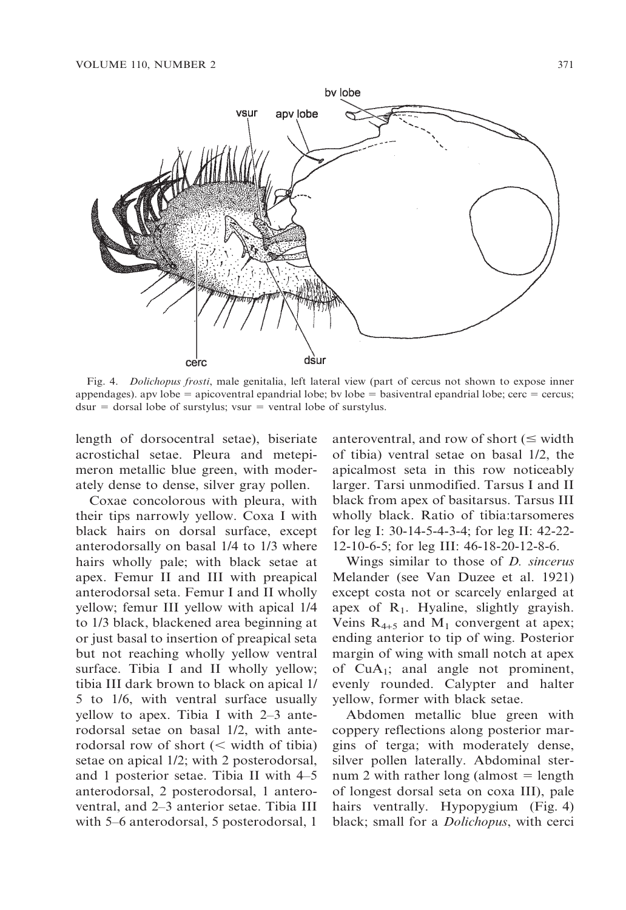Fig. 4. *Dolichopus frosti*, male genitalia, left lateral view (part of cercus not shown to expose inner appendages). apv lobe = apicoventral epandrial lobe; bv lobe = basiventral epandrial lobe; cerc = cercus; dsur = dorsal lobe of surstylus; vsur = ventral lobe of surstylus.

length of dorsocentral setae), biseriate acrostichal setae. Pleura and metepimeron metallic blue green, with moderately dense to dense, silver gray pollen.

Coxae concolorous with pleura, with their tips narrowly yellow. Coxa I with black hairs on dorsal surface, except anterodorsally on basal 1/4 to 1/3 where hairs wholly pale; with black setae at apex. Femur II and III with preapical anterodorsal seta. Femur I and II wholly yellow; femur III yellow with apical 1/4 to 1/3 black, blackened area beginning at or just basal to insertion of preapical seta but not reaching wholly yellow ventral surface. Tibia I and II wholly yellow; tibia III dark brown to black on apical 1/5 to 1/6, with ventral surface usually yellow to apex. Tibia I with 2–3 anterodorsal setae on basal 1/2, with anterodorsal row of short (< width of tibia) setae on apical 1/2; with 2 posterodorsal, and 1 posterior setae. Tibia II with 4–5 anterodorsal, 2 posterodorsal, 1 anteroventral, and 2–3 anterior setae. Tibia III with 5–6 anterodorsal, 5 posterodorsal, 1 anteroventral, and row of short (≤ width of tibia) ventral setae on basal 1/2, the apicalmost seta in this row noticeably larger. Tarsi unmodified. Tarsus I and II black from apex of basitarsus. Tarsus III wholly black. Ratio of tibia:tarsomeres for leg I: 30-14-5-4-3-4; for leg II: 42-22-12-10-6-5; for leg III: 46-18-20-12-8-6.

Wings similar to those of *D. sincerus* Melander (see Van Duzee et al. 1921) except costa not or scarcely enlarged at apex of $R_1$. Hyaline, slightly grayish. Veins $R_{4+5}$ and $M_1$ convergent at apex; ending anterior to tip of wing. Posterior margin of wing with small notch at apex of $CuA_1$; anal angle not prominent, evenly rounded. Calypter and halter yellow, former with black setae.

Abdomen metallic blue green with coppery reflections along posterior margins of terga; with moderately dense, silver pollen laterally. Abdominal sternum 2 with rather long (almost = length of longest dorsal seta on coxa III), pale hairs ventrally. Hypopygium (Fig. 4) black; small for a *Dolichopus*, with cerci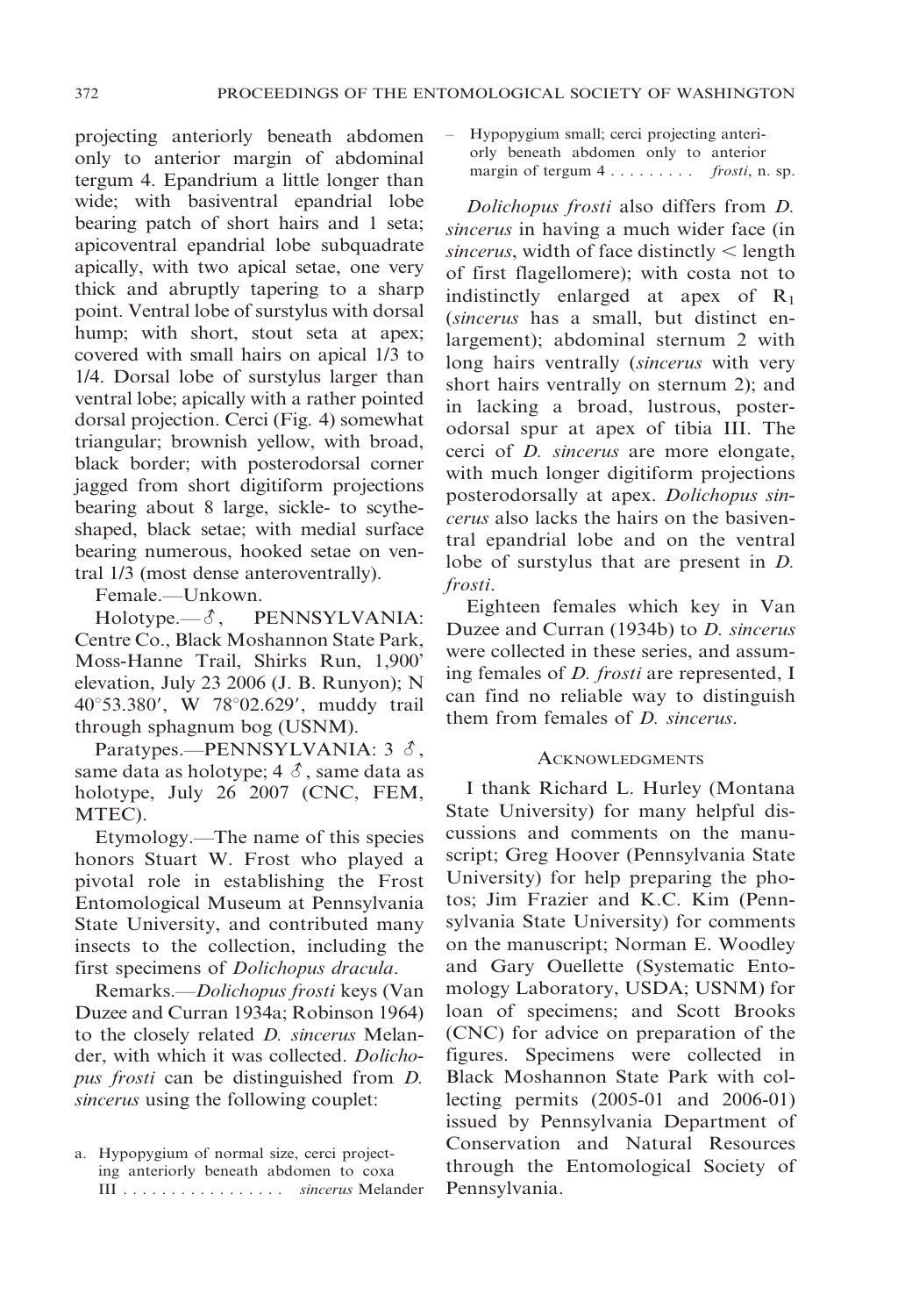projecting anteriorly beneath abdomen only to anterior margin of abdominal tergum 4. Epandrium a little longer than wide; with basiventral epandrial lobe bearing patch of short hairs and 1 seta; apicoventral epandrial lobe subquadrate apically, with two apical setae, one very thick and abruptly tapering to a sharp point. Ventral lobe of surstylus with dorsal hump; with short, stout seta at apex; covered with small hairs on apical 1/3 to 1/4. Dorsal lobe of surstylus larger than ventral lobe; apically with a rather pointed dorsal projection. Cerci (Fig. 4) somewhat triangular; brownish yellow, with broad, black border; with posterodorsal corner jagged from short digitiform projections bearing about 8 large, sickle- to scythe-shaped, black setae; with medial surface bearing numerous, hooked setae on ventral 1/3 (most dense anteroventrally).

Female.—Unkown.

Holotype.—♂, PENNSYLVANIA: Centre Co., Black Moshannon State Park, Moss-Hanne Trail, Shirks Run, 1,900′ elevation, July 23 2006 (J. B. Runyon); N 40°53.380′, W 78°02.629′, muddy trail through sphagnum bog (USNM).

Paratypes.—PENNSYLVANIA: 3 ♂, same data as holotype; 4 ♂, same data as holotype, July 26 2007 (CNC, FEM, MTEC).

Etymology.—The name of this species honors Stuart W. Frost who played a pivotal role in establishing the Frost Entomological Museum at Pennsylvania State University, and contributed many insects to the collection, including the first specimens of *Dolichopus dracula*.

Remarks.—*Dolichopus frosti* keys (Van Duzee and Curran 1934a; Robinson 1964) to the closely related *D. sincerus* Melander, with which it was collected. *Dolichopus frosti* can be distinguished from *D. sincerus* using the following couplet:

a. Hypopygium of normal size, cerci projecting anteriorly beneath abdomen to coxa III . . . . . . . . . . . . . . . . . *sincerus* Melander

– Hypopygium small; cerci projecting anteriorly beneath abdomen only to anterior margin of tergum 4 . . . . . . . . . *frosti*, n. sp.

*Dolichopus frosti* also differs from *D. sincerus* in having a much wider face (in *sincerus*, width of face distinctly < length of first flagellomere); with costa not to indistinctly enlarged at apex of $R_1$ (*sincerus* has a small, but distinct enlargement); abdominal sternum 2 with long hairs ventrally (*sincerus* with very short hairs ventrally on sternum 2); and in lacking a broad, lustrous, posterodorsal spur at apex of tibia III. The cerci of *D. sincerus* are more elongate, with much longer digitiform projections posterodorsally at apex. *Dolichopus sincerus* also lacks the hairs on the basiventral epandrial lobe and on the ventral lobe of surstylus that are present in *D. frosti*.

Eighteen females which key in Van Duzee and Curran (1934b) to *D. sincerus* were collected in these series, and assuming females of *D. frosti* are represented, I can find no reliable way to distinguish them from females of *D. sincerus*.

## Acknowledgments

I thank Richard L. Hurley (Montana State University) for many helpful discussions and comments on the manuscript; Greg Hoover (Pennsylvania State University) for help preparing the photos; Jim Frazier and K.C. Kim (Pennsylvania State University) for comments on the manuscript; Norman E. Woodley and Gary Ouellette (Systematic Entomology Laboratory, USDA; USNM) for loan of specimens; and Scott Brooks (CNC) for advice on preparation of the figures. Specimens were collected in Black Moshannon State Park with collecting permits (2005-01 and 2006-01) issued by Pennsylvania Department of Conservation and Natural Resources through the Entomological Society of Pennsylvania.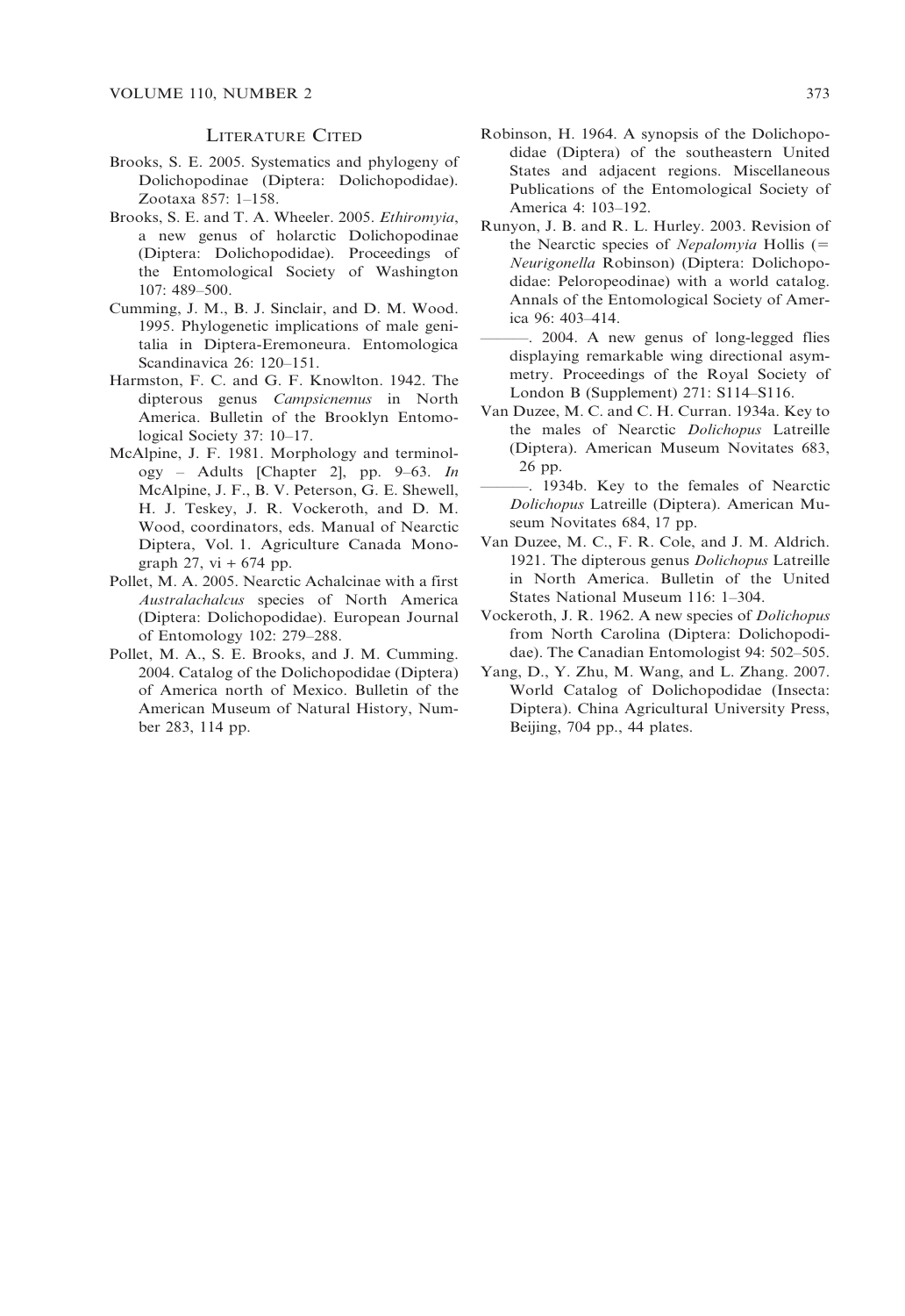## Literature Cited

Brooks, S. E. 2005. Systematics and phylogeny of Dolichopodinae (Diptera: Dolichopodidae). Zootaxa 857: 1–158.

Brooks, S. E. and T. A. Wheeler. 2005. *Ethiromyia*, a new genus of holarctic Dolichopodinae (Diptera: Dolichopodidae). Proceedings of the Entomological Society of Washington 107: 489–500.

Cumming, J. M., B. J. Sinclair, and D. M. Wood. 1995. Phylogenetic implications of male genitalia in Diptera-Eremoneura. Entomologica Scandinavica 26: 120–151.

Harmston, F. C. and G. F. Knowlton. 1942. The dipterous genus *Campsicnemus* in North America. Bulletin of the Brooklyn Entomological Society 37: 10–17.

McAlpine, J. F. 1981. Morphology and terminology – Adults [Chapter 2], pp. 9–63. *In* McAlpine, J. F., B. V. Peterson, G. E. Shewell, H. J. Teskey, J. R. Vockeroth, and D. M. Wood, coordinators, eds. Manual of Nearctic Diptera, Vol. 1. Agriculture Canada Monograph 27, vi + 674 pp.

Pollet, M. A. 2005. Nearctic Achalcinae with a first *Australachalcus* species of North America (Diptera: Dolichopodidae). European Journal of Entomology 102: 279–288.

Pollet, M. A., S. E. Brooks, and J. M. Cumming. 2004. Catalog of the Dolichopodidae (Diptera) of America north of Mexico. Bulletin of the American Museum of Natural History, Number 283, 114 pp.

Robinson, H. 1964. A synopsis of the Dolichopodidae (Diptera) of the southeastern United States and adjacent regions. Miscellaneous Publications of the Entomological Society of America 4: 103–192.

Runyon, J. B. and R. L. Hurley. 2003. Revision of the Nearctic species of *Nepalomyia* Hollis (= *Neurigonella* Robinson) (Diptera: Dolichopodidae: Peloropeodinae) with a world catalog. Annals of the Entomological Society of America 96: 403–414.

———. 2004. A new genus of long-legged flies displaying remarkable wing directional asymmetry. Proceedings of the Royal Society of London B (Supplement) 271: S114–S116.

Van Duzee, M. C. and C. H. Curran. 1934a. Key to the males of Nearctic *Dolichopus* Latreille (Diptera). American Museum Novitates 683, 26 pp.

———. 1934b. Key to the females of Nearctic *Dolichopus* Latreille (Diptera). American Museum Novitates 684, 17 pp.

Van Duzee, M. C., F. R. Cole, and J. M. Aldrich. 1921. The dipterous genus *Dolichopus* Latreille in North America. Bulletin of the United States National Museum 116: 1–304.

Vockeroth, J. R. 1962. A new species of *Dolichopus* from North Carolina (Diptera: Dolichopodidae). The Canadian Entomologist 94: 502–505.

Yang, D., Y. Zhu, M. Wang, and L. Zhang. 2007. World Catalog of Dolichopodidae (Insecta: Diptera). China Agricultural University Press, Beijing, 704 pp., 44 plates.